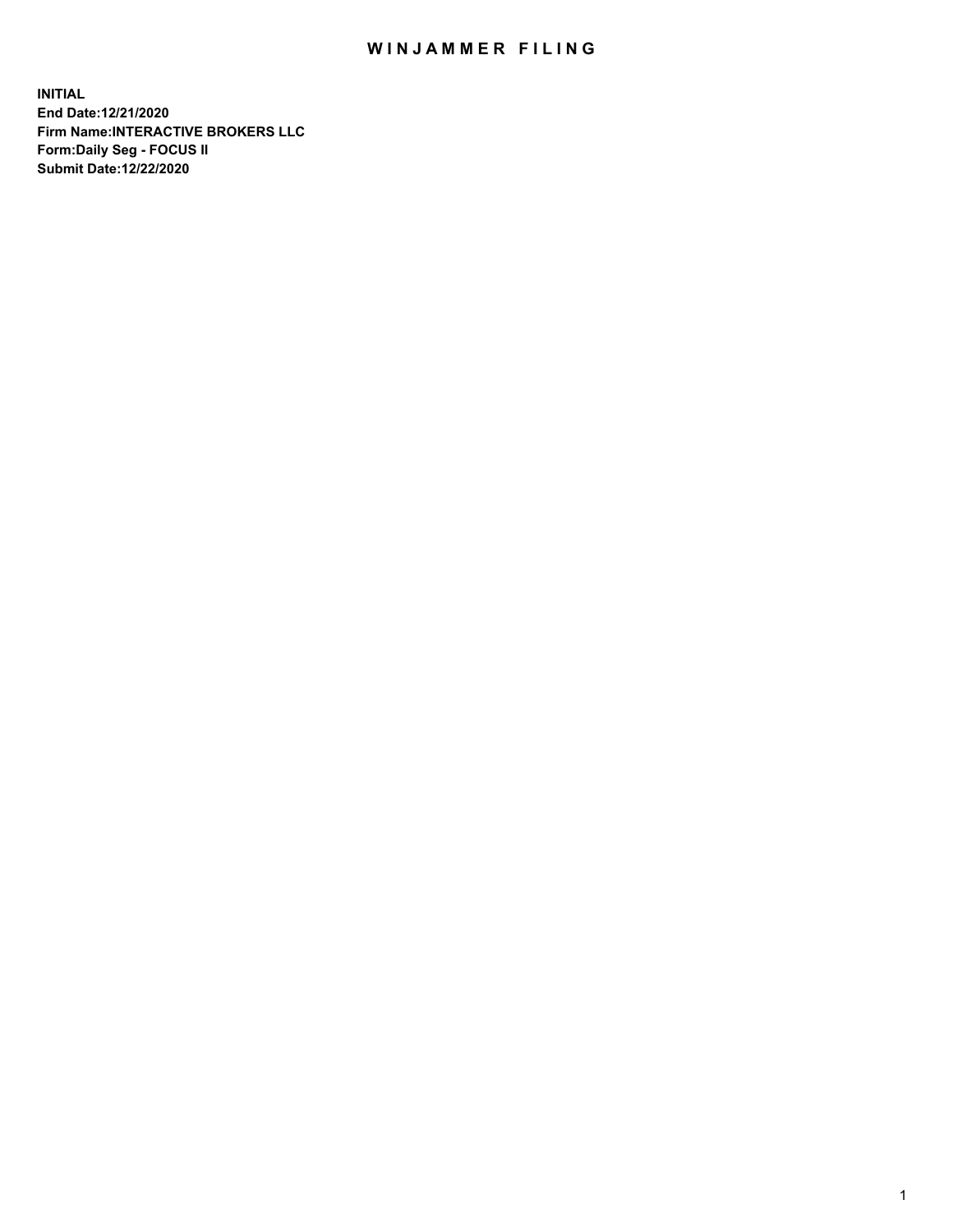# WINJAMMER FILING

**INITIAL**
**End Date:12/21/2020**
**Firm Name:INTERACTIVE BROKERS LLC**
**Form:Daily Seg - FOCUS II**
**Submit Date:12/22/2020**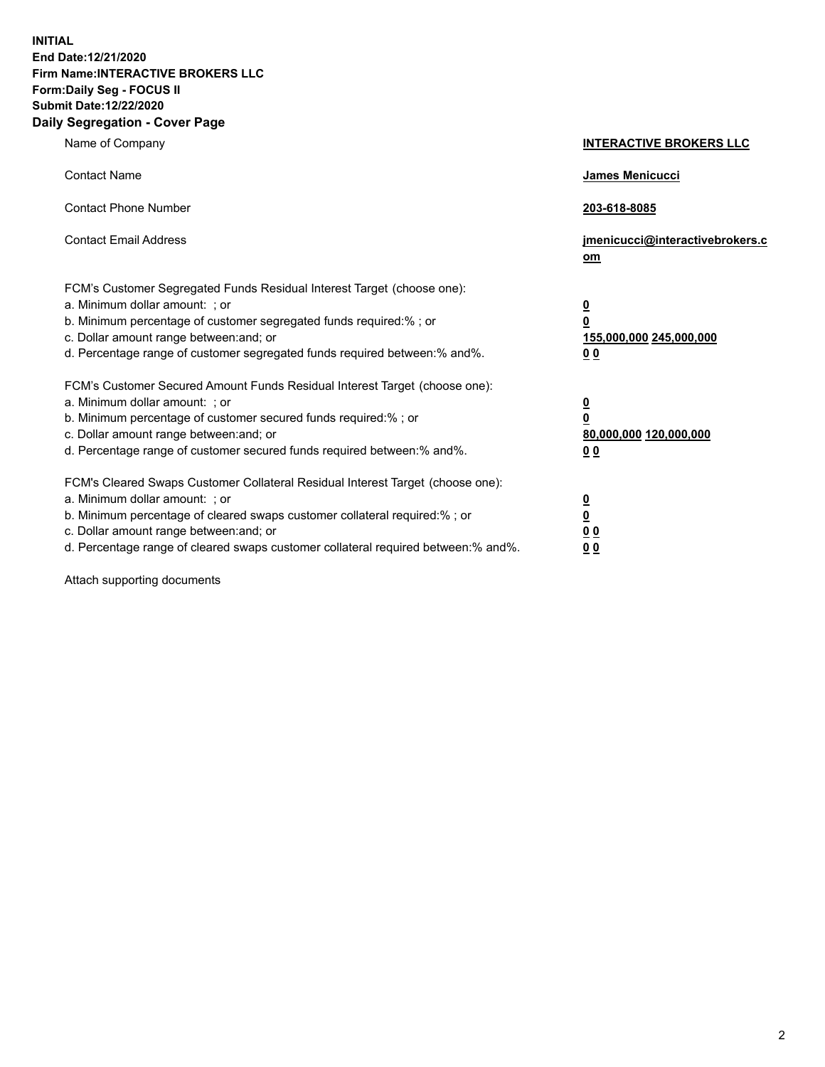**INITIAL**
**End Date:12/21/2020**
**Firm Name:INTERACTIVE BROKERS LLC**
**Form:Daily Seg - FOCUS II**
**Submit Date:12/22/2020**

## Daily Segregation - Cover Page

| | |
|---|---|
| Name of Company | **INTERACTIVE BROKERS LLC** |
| Contact Name | **James Menicucci** |
| Contact Phone Number | **203-618-8085** |
| Contact Email Address | **jmenicucci@interactivebrokers.com** |
| FCM's Customer Segregated Funds Residual Interest Target (choose one): | |
| a. Minimum dollar amount: ; or | **0** |
| b. Minimum percentage of customer segregated funds required:% ; or | **0** |
| c. Dollar amount range between:and; or | **155,000,000 245,000,000** |
| d. Percentage range of customer segregated funds required between:% and%. | **0 0** |
| FCM's Customer Secured Amount Funds Residual Interest Target (choose one): | |
| a. Minimum dollar amount: ; or | **0** |
| b. Minimum percentage of customer secured funds required:% ; or | **0** |
| c. Dollar amount range between:and; or | **80,000,000 120,000,000** |
| d. Percentage range of customer secured funds required between:% and%. | **0 0** |
| FCM's Cleared Swaps Customer Collateral Residual Interest Target (choose one): | |
| a. Minimum dollar amount: ; or | **0** |
| b. Minimum percentage of cleared swaps customer collateral required:% ; or | **0** |
| c. Dollar amount range between:and; or | **0 0** |
| d. Percentage range of cleared swaps customer collateral required between:% and%. | **0 0** |

Attach supporting documents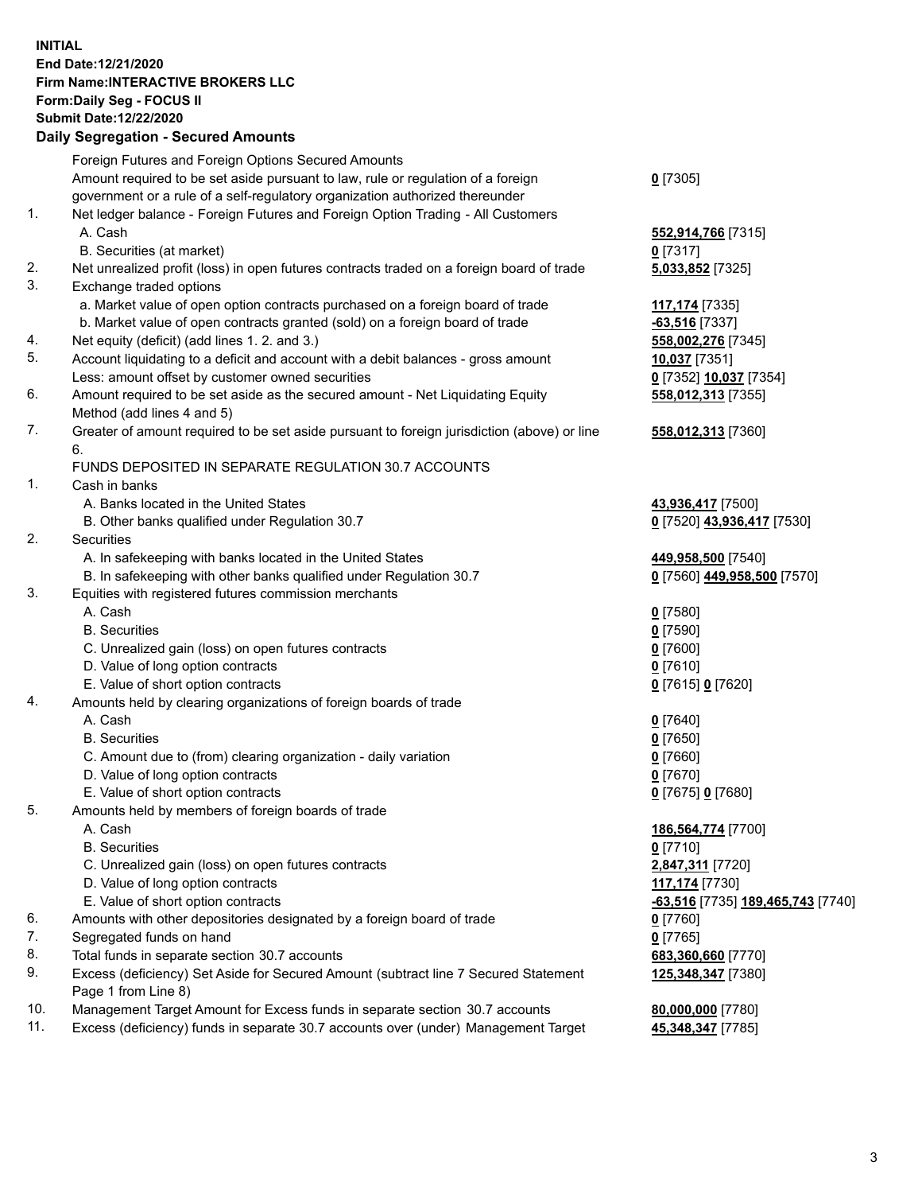**INITIAL**
**End Date:12/21/2020**
**Firm Name:INTERACTIVE BROKERS LLC**
**Form:Daily Seg - FOCUS II**
**Submit Date:12/22/2020**

**Daily Segregation - Secured Amounts**

| | | |
|---|---|---|
| | Foreign Futures and Foreign Options Secured Amounts | |
| | Amount required to be set aside pursuant to law, rule or regulation of a foreign government or a rule of a self-regulatory organization authorized thereunder | **0** [7305] |
| 1. | Net ledger balance - Foreign Futures and Foreign Option Trading - All Customers | |
| | A. Cash | **552,914,766** [7315] |
| | B. Securities (at market) | **0** [7317] |
| 2. | Net unrealized profit (loss) in open futures contracts traded on a foreign board of trade | **5,033,852** [7325] |
| 3. | Exchange traded options | |
| | a. Market value of open option contracts purchased on a foreign board of trade | **117,174** [7335] |
| | b. Market value of open contracts granted (sold) on a foreign board of trade | **-63,516** [7337] |
| 4. | Net equity (deficit) (add lines 1. 2. and 3.) | **558,002,276** [7345] |
| 5. | Account liquidating to a deficit and account with a debit balances - gross amount | **10,037** [7351] |
| | Less: amount offset by customer owned securities | **0** [7352] **10,037** [7354] |
| 6. | Amount required to be set aside as the secured amount - Net Liquidating Equity Method (add lines 4 and 5) | **558,012,313** [7355] |
| 7. | Greater of amount required to be set aside pursuant to foreign jurisdiction (above) or line 6. | **558,012,313** [7360] |
| | FUNDS DEPOSITED IN SEPARATE REGULATION 30.7 ACCOUNTS | |
| 1. | Cash in banks | |
| | A. Banks located in the United States | **43,936,417** [7500] |
| | B. Other banks qualified under Regulation 30.7 | **0** [7520] **43,936,417** [7530] |
| 2. | Securities | |
| | A. In safekeeping with banks located in the United States | **449,958,500** [7540] |
| | B. In safekeeping with other banks qualified under Regulation 30.7 | **0** [7560] **449,958,500** [7570] |
| 3. | Equities with registered futures commission merchants | |
| | A. Cash | **0** [7580] |
| | B. Securities | **0** [7590] |
| | C. Unrealized gain (loss) on open futures contracts | **0** [7600] |
| | D. Value of long option contracts | **0** [7610] |
| | E. Value of short option contracts | **0** [7615] **0** [7620] |
| 4. | Amounts held by clearing organizations of foreign boards of trade | |
| | A. Cash | **0** [7640] |
| | B. Securities | **0** [7650] |
| | C. Amount due to (from) clearing organization - daily variation | **0** [7660] |
| | D. Value of long option contracts | **0** [7670] |
| | E. Value of short option contracts | **0** [7675] **0** [7680] |
| 5. | Amounts held by members of foreign boards of trade | |
| | A. Cash | **186,564,774** [7700] |
| | B. Securities | **0** [7710] |
| | C. Unrealized gain (loss) on open futures contracts | **2,847,311** [7720] |
| | D. Value of long option contracts | **117,174** [7730] |
| | E. Value of short option contracts | **-63,516** [7735] **189,465,743** [7740] |
| 6. | Amounts with other depositories designated by a foreign board of trade | **0** [7760] |
| 7. | Segregated funds on hand | **0** [7765] |
| 8. | Total funds in separate section 30.7 accounts | **683,360,660** [7770] |
| 9. | Excess (deficiency) Set Aside for Secured Amount (subtract line 7 Secured Statement Page 1 from Line 8) | **125,348,347** [7380] |
| 10. | Management Target Amount for Excess funds in separate section 30.7 accounts | **80,000,000** [7780] |
| 11. | Excess (deficiency) funds in separate 30.7 accounts over (under) Management Target | **45,348,347** [7785] |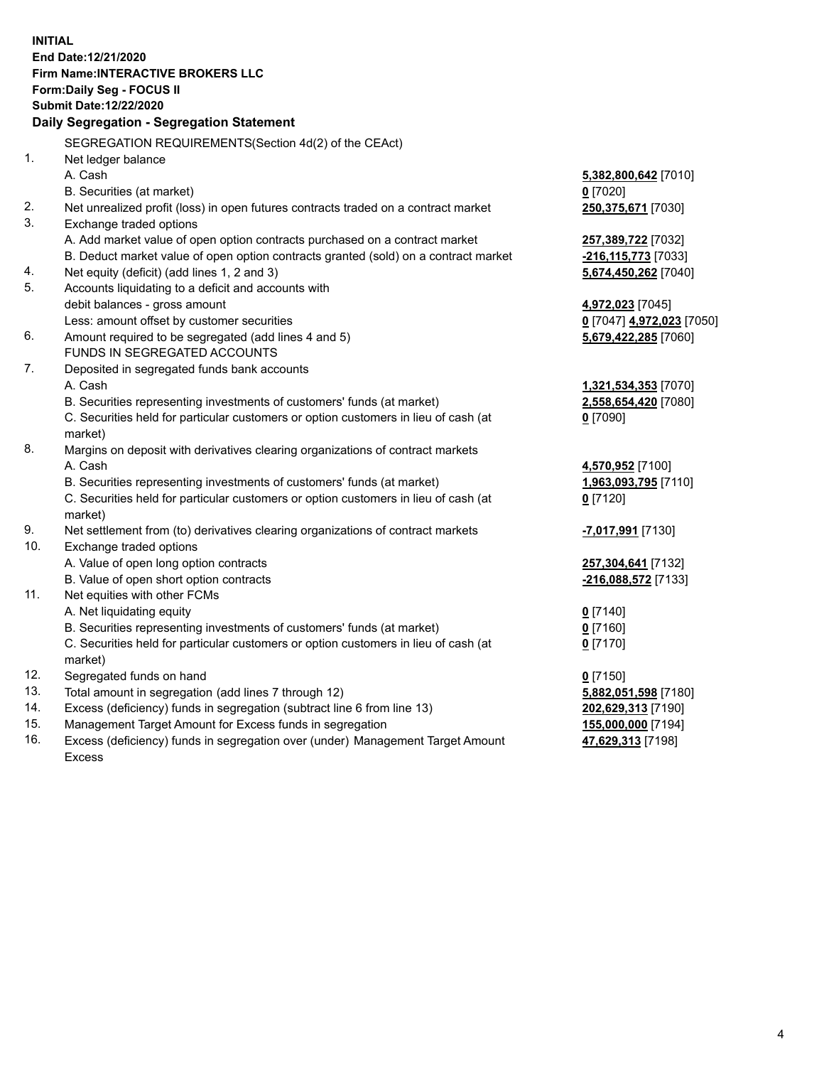**INITIAL**
**End Date:12/21/2020**
**Firm Name:INTERACTIVE BROKERS LLC**
**Form:Daily Seg - FOCUS II**
**Submit Date:12/22/2020**

## Daily Segregation - Segregation Statement

SEGREGATION REQUIREMENTS(Section 4d(2) of the CEAct)

| | | |
|---|---|---|
| 1. | Net ledger balance | |
| | A. Cash | 5,382,800,642 [7010] |
| | B. Securities (at market) | 0 [7020] |
| 2. | Net unrealized profit (loss) in open futures contracts traded on a contract market | 250,375,671 [7030] |
| 3. | Exchange traded options | |
| | A. Add market value of open option contracts purchased on a contract market | 257,389,722 [7032] |
| | B. Deduct market value of open option contracts granted (sold) on a contract market | -216,115,773 [7033] |
| 4. | Net equity (deficit) (add lines 1, 2 and 3) | 5,674,450,262 [7040] |
| 5. | Accounts liquidating to a deficit and accounts with debit balances - gross amount | 4,972,023 [7045] |
| | Less: amount offset by customer securities | 0 [7047] 4,972,023 [7050] |
| 6. | Amount required to be segregated (add lines 4 and 5) | 5,679,422,285 [7060] |
| | FUNDS IN SEGREGATED ACCOUNTS | |
| 7. | Deposited in segregated funds bank accounts | |
| | A. Cash | 1,321,534,353 [7070] |
| | B. Securities representing investments of customers' funds (at market) | 2,558,654,420 [7080] |
| | C. Securities held for particular customers or option customers in lieu of cash (at market) | 0 [7090] |
| 8. | Margins on deposit with derivatives clearing organizations of contract markets | |
| | A. Cash | 4,570,952 [7100] |
| | B. Securities representing investments of customers' funds (at market) | 1,963,093,795 [7110] |
| | C. Securities held for particular customers or option customers in lieu of cash (at market) | 0 [7120] |
| 9. | Net settlement from (to) derivatives clearing organizations of contract markets | -7,017,991 [7130] |
| 10. | Exchange traded options | |
| | A. Value of open long option contracts | 257,304,641 [7132] |
| | B. Value of open short option contracts | -216,088,572 [7133] |
| 11. | Net equities with other FCMs | |
| | A. Net liquidating equity | 0 [7140] |
| | B. Securities representing investments of customers' funds (at market) | 0 [7160] |
| | C. Securities held for particular customers or option customers in lieu of cash (at market) | 0 [7170] |
| 12. | Segregated funds on hand | 0 [7150] |
| 13. | Total amount in segregation (add lines 7 through 12) | 5,882,051,598 [7180] |
| 14. | Excess (deficiency) funds in segregation (subtract line 6 from line 13) | 202,629,313 [7190] |
| 15. | Management Target Amount for Excess funds in segregation | 155,000,000 [7194] |
| 16. | Excess (deficiency) funds in segregation over (under) Management Target Amount Excess | 47,629,313 [7198] |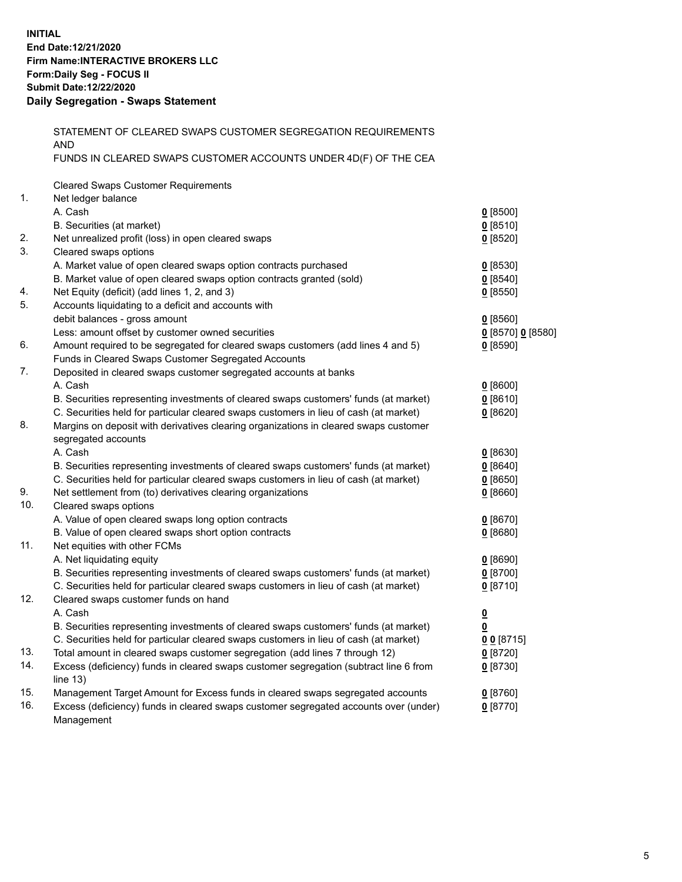**INITIAL**
**End Date:12/21/2020**
**Firm Name:INTERACTIVE BROKERS LLC**
**Form:Daily Seg - FOCUS II**
**Submit Date:12/22/2020**
**Daily Segregation - Swaps Statement**

STATEMENT OF CLEARED SWAPS CUSTOMER SEGREGATION REQUIREMENTS AND FUNDS IN CLEARED SWAPS CUSTOMER ACCOUNTS UNDER 4D(F) OF THE CEA

| | | |
|---|---|---|
| | Cleared Swaps Customer Requirements | |
| 1. | Net ledger balance | |
| | A. Cash | 0 [8500] |
| | B. Securities (at market) | 0 [8510] |
| 2. | Net unrealized profit (loss) in open cleared swaps | 0 [8520] |
| 3. | Cleared swaps options | |
| | A. Market value of open cleared swaps option contracts purchased | 0 [8530] |
| | B. Market value of open cleared swaps option contracts granted (sold) | 0 [8540] |
| 4. | Net Equity (deficit) (add lines 1, 2, and 3) | 0 [8550] |
| 5. | Accounts liquidating to a deficit and accounts with | |
| | debit balances - gross amount | 0 [8560] |
| | Less: amount offset by customer owned securities | 0 [8570] 0 [8580] |
| 6. | Amount required to be segregated for cleared swaps customers (add lines 4 and 5) | 0 [8590] |
| | Funds in Cleared Swaps Customer Segregated Accounts | |
| 7. | Deposited in cleared swaps customer segregated accounts at banks | |
| | A. Cash | 0 [8600] |
| | B. Securities representing investments of cleared swaps customers' funds (at market) | 0 [8610] |
| | C. Securities held for particular cleared swaps customers in lieu of cash (at market) | 0 [8620] |
| 8. | Margins on deposit with derivatives clearing organizations in cleared swaps customer segregated accounts | |
| | A. Cash | 0 [8630] |
| | B. Securities representing investments of cleared swaps customers' funds (at market) | 0 [8640] |
| | C. Securities held for particular cleared swaps customers in lieu of cash (at market) | 0 [8650] |
| 9. | Net settlement from (to) derivatives clearing organizations | 0 [8660] |
| 10. | Cleared swaps options | |
| | A. Value of open cleared swaps long option contracts | 0 [8670] |
| | B. Value of open cleared swaps short option contracts | 0 [8680] |
| 11. | Net equities with other FCMs | |
| | A. Net liquidating equity | 0 [8690] |
| | B. Securities representing investments of cleared swaps customers' funds (at market) | 0 [8700] |
| | C. Securities held for particular cleared swaps customers in lieu of cash (at market) | 0 [8710] |
| 12. | Cleared swaps customer funds on hand | |
| | A. Cash | 0 |
| | B. Securities representing investments of cleared swaps customers' funds (at market) | 0 |
| | C. Securities held for particular cleared swaps customers in lieu of cash (at market) | 0 0 [8715] |
| 13. | Total amount in cleared swaps customer segregation (add lines 7 through 12) | 0 [8720] |
| 14. | Excess (deficiency) funds in cleared swaps customer segregation (subtract line 6 from line 13) | 0 [8730] |
| 15. | Management Target Amount for Excess funds in cleared swaps segregated accounts | 0 [8760] |
| 16. | Excess (deficiency) funds in cleared swaps customer segregated accounts over (under) Management | 0 [8770] |